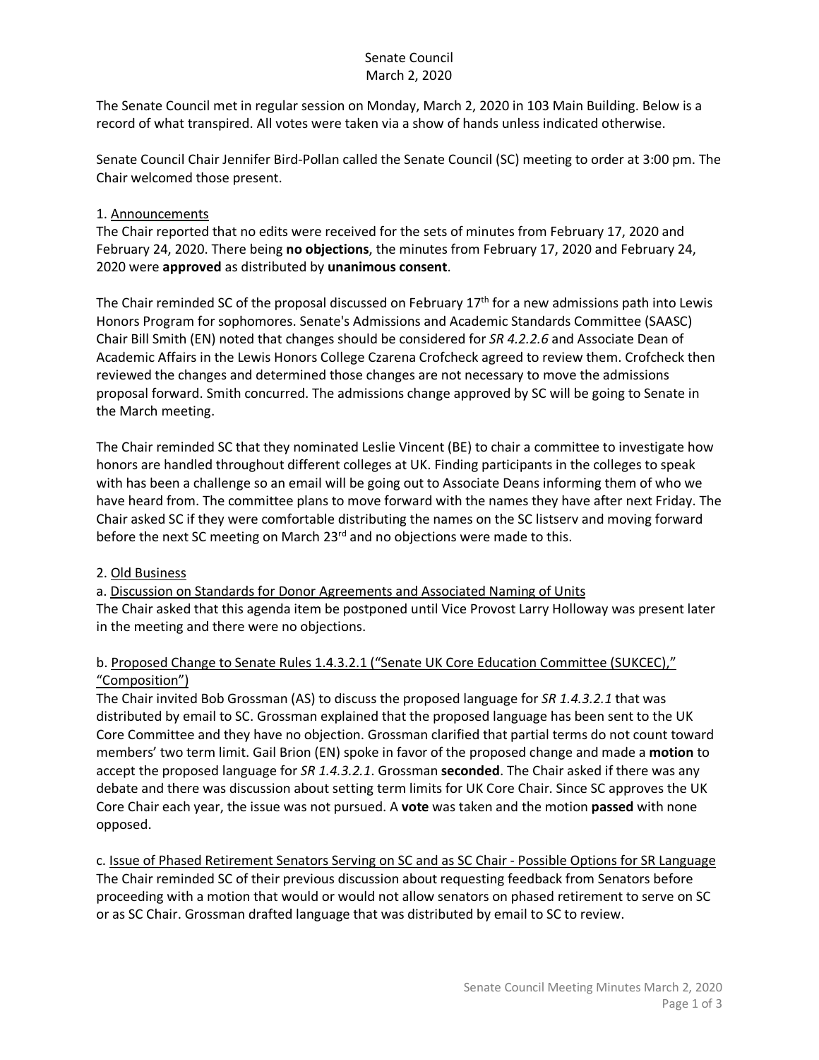Senate Council
March 2, 2020

The Senate Council met in regular session on Monday, March 2, 2020 in 103 Main Building. Below is a record of what transpired. All votes were taken via a show of hands unless indicated otherwise.

Senate Council Chair Jennifer Bird-Pollan called the Senate Council (SC) meeting to order at 3:00 pm. The Chair welcomed those present.

1. Announcements
The Chair reported that no edits were received for the sets of minutes from February 17, 2020 and February 24, 2020. There being **no objections**, the minutes from February 17, 2020 and February 24, 2020 were **approved** as distributed by **unanimous consent**.

The Chair reminded SC of the proposal discussed on February 17th for a new admissions path into Lewis Honors Program for sophomores. Senate's Admissions and Academic Standards Committee (SAASC) Chair Bill Smith (EN) noted that changes should be considered for *SR 4.2.2.6* and Associate Dean of Academic Affairs in the Lewis Honors College Czarena Crofcheck agreed to review them. Crofcheck then reviewed the changes and determined those changes are not necessary to move the admissions proposal forward. Smith concurred. The admissions change approved by SC will be going to Senate in the March meeting.

The Chair reminded SC that they nominated Leslie Vincent (BE) to chair a committee to investigate how honors are handled throughout different colleges at UK. Finding participants in the colleges to speak with has been a challenge so an email will be going out to Associate Deans informing them of who we have heard from. The committee plans to move forward with the names they have after next Friday. The Chair asked SC if they were comfortable distributing the names on the SC listserv and moving forward before the next SC meeting on March 23rd and no objections were made to this.

2. Old Business
a. Discussion on Standards for Donor Agreements and Associated Naming of Units
The Chair asked that this agenda item be postponed until Vice Provost Larry Holloway was present later in the meeting and there were no objections.

b. Proposed Change to Senate Rules 1.4.3.2.1 ("Senate UK Core Education Committee (SUKCEC)," "Composition")
The Chair invited Bob Grossman (AS) to discuss the proposed language for *SR 1.4.3.2.1* that was distributed by email to SC. Grossman explained that the proposed language has been sent to the UK Core Committee and they have no objection. Grossman clarified that partial terms do not count toward members' two term limit. Gail Brion (EN) spoke in favor of the proposed change and made a **motion** to accept the proposed language for *SR 1.4.3.2.1*. Grossman **seconded**. The Chair asked if there was any debate and there was discussion about setting term limits for UK Core Chair. Since SC approves the UK Core Chair each year, the issue was not pursued. A **vote** was taken and the motion **passed** with none opposed.

c. Issue of Phased Retirement Senators Serving on SC and as SC Chair - Possible Options for SR Language
The Chair reminded SC of their previous discussion about requesting feedback from Senators before proceeding with a motion that would or would not allow senators on phased retirement to serve on SC or as SC Chair. Grossman drafted language that was distributed by email to SC to review.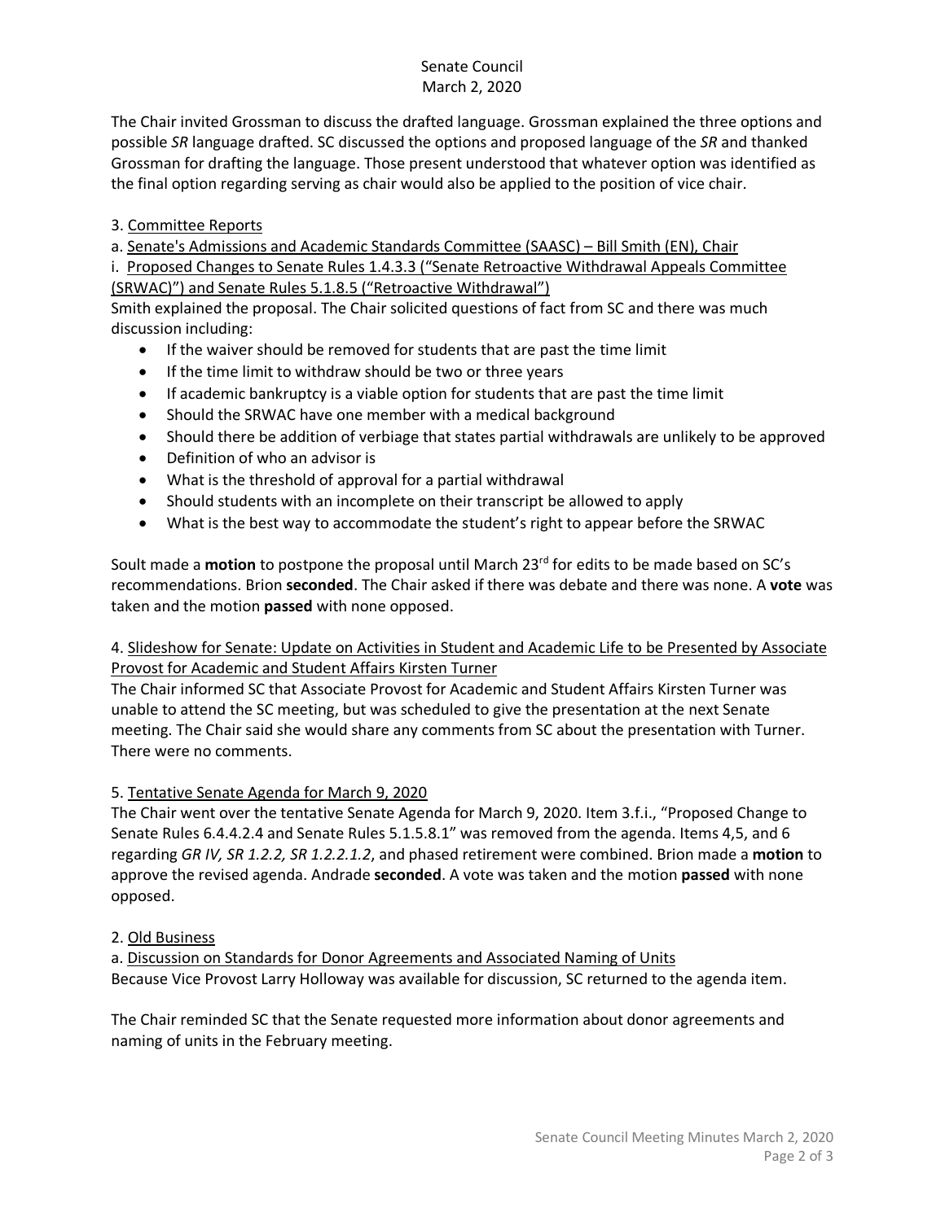The Chair invited Grossman to discuss the drafted language. Grossman explained the three options and possible *SR* language drafted. SC discussed the options and proposed language of the *SR* and thanked Grossman for drafting the language. Those present understood that whatever option was identified as the final option regarding serving as chair would also be applied to the position of vice chair.

3. Committee Reports

a. Senate's Admissions and Academic Standards Committee (SAASC) – Bill Smith (EN), Chair

i. Proposed Changes to Senate Rules 1.4.3.3 ("Senate Retroactive Withdrawal Appeals Committee (SRWAC)") and Senate Rules 5.1.8.5 ("Retroactive Withdrawal")

Smith explained the proposal. The Chair solicited questions of fact from SC and there was much discussion including:

- If the waiver should be removed for students that are past the time limit
- If the time limit to withdraw should be two or three years
- If academic bankruptcy is a viable option for students that are past the time limit
- Should the SRWAC have one member with a medical background
- Should there be addition of verbiage that states partial withdrawals are unlikely to be approved
- Definition of who an advisor is
- What is the threshold of approval for a partial withdrawal
- Should students with an incomplete on their transcript be allowed to apply
- What is the best way to accommodate the student's right to appear before the SRWAC

Soult made a **motion** to postpone the proposal until March 23rd for edits to be made based on SC's recommendations. Brion **seconded**. The Chair asked if there was debate and there was none. A **vote** was taken and the motion **passed** with none opposed.

4. Slideshow for Senate: Update on Activities in Student and Academic Life to be Presented by Associate Provost for Academic and Student Affairs Kirsten Turner

The Chair informed SC that Associate Provost for Academic and Student Affairs Kirsten Turner was unable to attend the SC meeting, but was scheduled to give the presentation at the next Senate meeting. The Chair said she would share any comments from SC about the presentation with Turner. There were no comments.

5. Tentative Senate Agenda for March 9, 2020

The Chair went over the tentative Senate Agenda for March 9, 2020. Item 3.f.i., "Proposed Change to Senate Rules 6.4.4.2.4 and Senate Rules 5.1.5.8.1" was removed from the agenda. Items 4,5, and 6 regarding *GR IV, SR 1.2.2, SR 1.2.2.1.2*, and phased retirement were combined. Brion made a **motion** to approve the revised agenda. Andrade **seconded**. A vote was taken and the motion **passed** with none opposed.

2. Old Business

a. Discussion on Standards for Donor Agreements and Associated Naming of Units

Because Vice Provost Larry Holloway was available for discussion, SC returned to the agenda item.

The Chair reminded SC that the Senate requested more information about donor agreements and naming of units in the February meeting.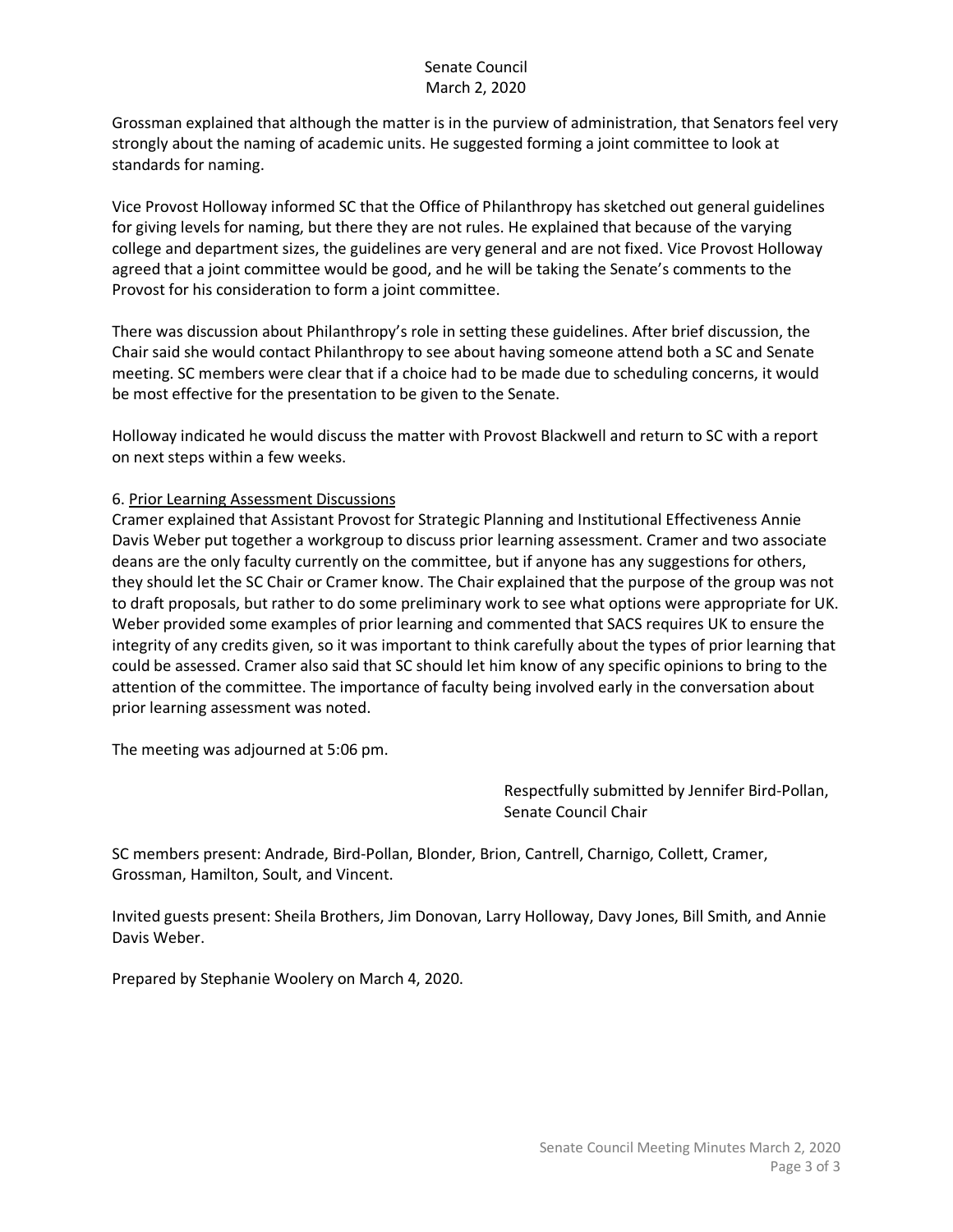Grossman explained that although the matter is in the purview of administration, that Senators feel very strongly about the naming of academic units. He suggested forming a joint committee to look at standards for naming.

Vice Provost Holloway informed SC that the Office of Philanthropy has sketched out general guidelines for giving levels for naming, but there they are not rules. He explained that because of the varying college and department sizes, the guidelines are very general and are not fixed. Vice Provost Holloway agreed that a joint committee would be good, and he will be taking the Senate's comments to the Provost for his consideration to form a joint committee.

There was discussion about Philanthropy's role in setting these guidelines. After brief discussion, the Chair said she would contact Philanthropy to see about having someone attend both a SC and Senate meeting. SC members were clear that if a choice had to be made due to scheduling concerns, it would be most effective for the presentation to be given to the Senate.

Holloway indicated he would discuss the matter with Provost Blackwell and return to SC with a report on next steps within a few weeks.

6. Prior Learning Assessment Discussions

Cramer explained that Assistant Provost for Strategic Planning and Institutional Effectiveness Annie Davis Weber put together a workgroup to discuss prior learning assessment. Cramer and two associate deans are the only faculty currently on the committee, but if anyone has any suggestions for others, they should let the SC Chair or Cramer know. The Chair explained that the purpose of the group was not to draft proposals, but rather to do some preliminary work to see what options were appropriate for UK. Weber provided some examples of prior learning and commented that SACS requires UK to ensure the integrity of any credits given, so it was important to think carefully about the types of prior learning that could be assessed. Cramer also said that SC should let him know of any specific opinions to bring to the attention of the committee. The importance of faculty being involved early in the conversation about prior learning assessment was noted.

The meeting was adjourned at 5:06 pm.

Respectfully submitted by Jennifer Bird-Pollan,
Senate Council Chair

SC members present: Andrade, Bird-Pollan, Blonder, Brion, Cantrell, Charnigo, Collett, Cramer, Grossman, Hamilton, Soult, and Vincent.

Invited guests present: Sheila Brothers, Jim Donovan, Larry Holloway, Davy Jones, Bill Smith, and Annie Davis Weber.

Prepared by Stephanie Woolery on March 4, 2020.